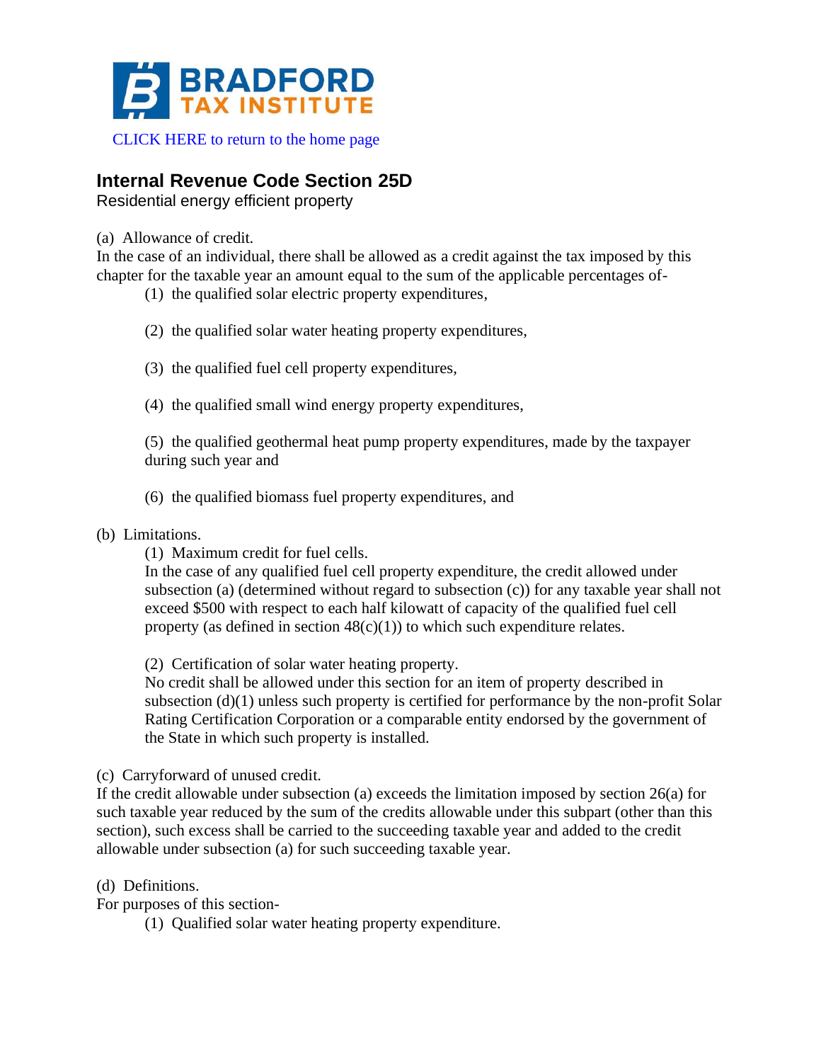BRADFORD TAX INSTITUTE

CLICK HERE to return to the home page

## Internal Revenue Code Section 25D

Residential energy efficient property

(a) Allowance of credit.

In the case of an individual, there shall be allowed as a credit against the tax imposed by this chapter for the taxable year an amount equal to the sum of the applicable percentages of-

(1) the qualified solar electric property expenditures,

(2) the qualified solar water heating property expenditures,

(3) the qualified fuel cell property expenditures,

(4) the qualified small wind energy property expenditures,

(5) the qualified geothermal heat pump property expenditures, made by the taxpayer during such year and

(6) the qualified biomass fuel property expenditures, and

(b) Limitations.

(1) Maximum credit for fuel cells.

In the case of any qualified fuel cell property expenditure, the credit allowed under subsection (a) (determined without regard to subsection (c)) for any taxable year shall not exceed $500 with respect to each half kilowatt of capacity of the qualified fuel cell property (as defined in section 48(c)(1)) to which such expenditure relates.

(2) Certification of solar water heating property.

No credit shall be allowed under this section for an item of property described in subsection (d)(1) unless such property is certified for performance by the non-profit Solar Rating Certification Corporation or a comparable entity endorsed by the government of the State in which such property is installed.

(c) Carryforward of unused credit.

If the credit allowable under subsection (a) exceeds the limitation imposed by section 26(a) for such taxable year reduced by the sum of the credits allowable under this subpart (other than this section), such excess shall be carried to the succeeding taxable year and added to the credit allowable under subsection (a) for such succeeding taxable year.

(d) Definitions.

For purposes of this section-

(1) Qualified solar water heating property expenditure.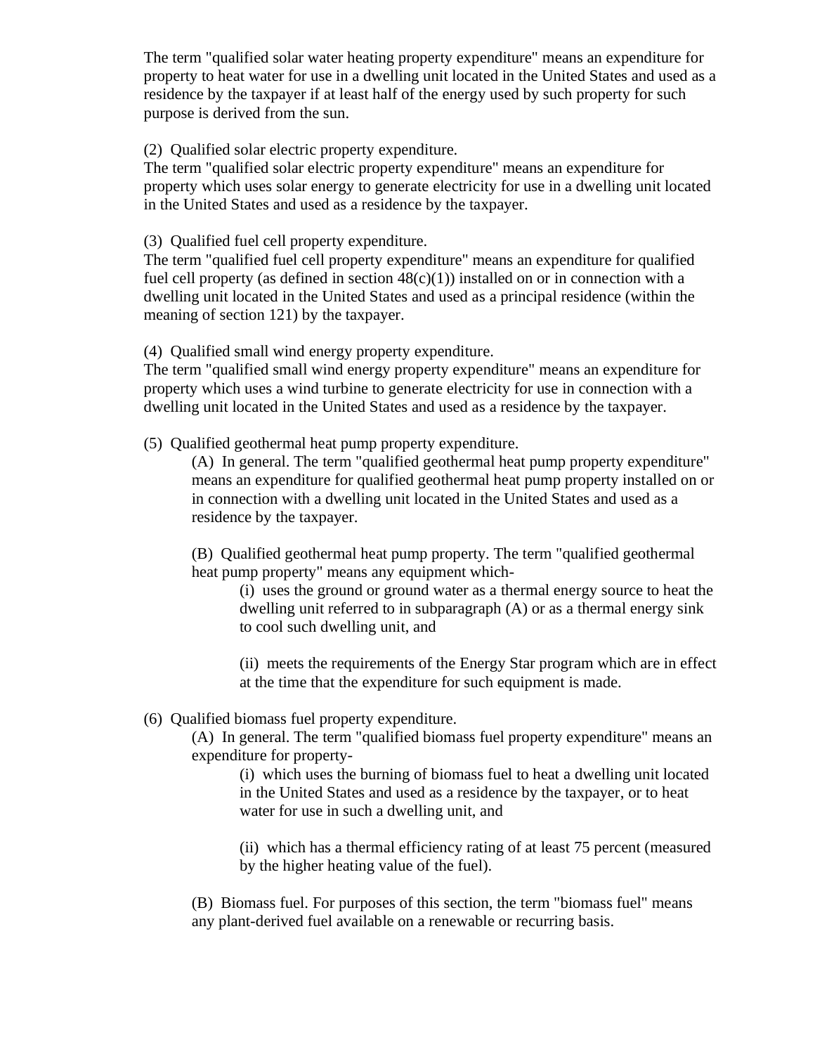The term "qualified solar water heating property expenditure" means an expenditure for property to heat water for use in a dwelling unit located in the United States and used as a residence by the taxpayer if at least half of the energy used by such property for such purpose is derived from the sun.

(2) Qualified solar electric property expenditure.
The term "qualified solar electric property expenditure" means an expenditure for property which uses solar energy to generate electricity for use in a dwelling unit located in the United States and used as a residence by the taxpayer.

(3) Qualified fuel cell property expenditure.
The term "qualified fuel cell property expenditure" means an expenditure for qualified fuel cell property (as defined in section 48(c)(1)) installed on or in connection with a dwelling unit located in the United States and used as a principal residence (within the meaning of section 121) by the taxpayer.

(4) Qualified small wind energy property expenditure.
The term "qualified small wind energy property expenditure" means an expenditure for property which uses a wind turbine to generate electricity for use in connection with a dwelling unit located in the United States and used as a residence by the taxpayer.

(5) Qualified geothermal heat pump property expenditure.

(A) In general. The term "qualified geothermal heat pump property expenditure" means an expenditure for qualified geothermal heat pump property installed on or in connection with a dwelling unit located in the United States and used as a residence by the taxpayer.

(B) Qualified geothermal heat pump property. The term "qualified geothermal heat pump property" means any equipment which-

(i) uses the ground or ground water as a thermal energy source to heat the dwelling unit referred to in subparagraph (A) or as a thermal energy sink to cool such dwelling unit, and

(ii) meets the requirements of the Energy Star program which are in effect at the time that the expenditure for such equipment is made.

(6) Qualified biomass fuel property expenditure.

(A) In general. The term "qualified biomass fuel property expenditure" means an expenditure for property-

(i) which uses the burning of biomass fuel to heat a dwelling unit located in the United States and used as a residence by the taxpayer, or to heat water for use in such a dwelling unit, and

(ii) which has a thermal efficiency rating of at least 75 percent (measured by the higher heating value of the fuel).

(B) Biomass fuel. For purposes of this section, the term "biomass fuel" means any plant-derived fuel available on a renewable or recurring basis.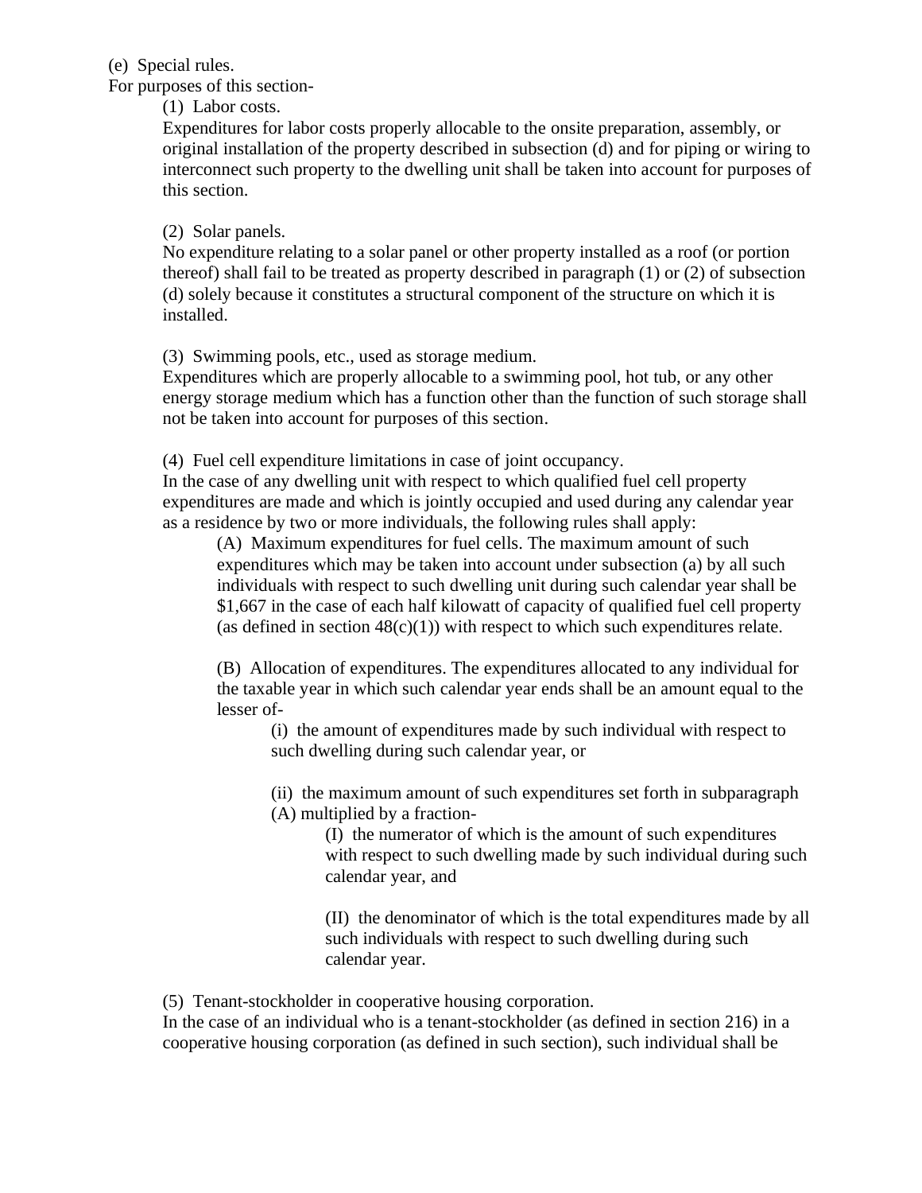(e) Special rules.

For purposes of this section-

(1) Labor costs.

Expenditures for labor costs properly allocable to the onsite preparation, assembly, or original installation of the property described in subsection (d) and for piping or wiring to interconnect such property to the dwelling unit shall be taken into account for purposes of this section.

(2) Solar panels.

No expenditure relating to a solar panel or other property installed as a roof (or portion thereof) shall fail to be treated as property described in paragraph (1) or (2) of subsection (d) solely because it constitutes a structural component of the structure on which it is installed.

(3) Swimming pools, etc., used as storage medium.

Expenditures which are properly allocable to a swimming pool, hot tub, or any other energy storage medium which has a function other than the function of such storage shall not be taken into account for purposes of this section.

(4) Fuel cell expenditure limitations in case of joint occupancy.

In the case of any dwelling unit with respect to which qualified fuel cell property expenditures are made and which is jointly occupied and used during any calendar year as a residence by two or more individuals, the following rules shall apply:

(A) Maximum expenditures for fuel cells. The maximum amount of such expenditures which may be taken into account under subsection (a) by all such individuals with respect to such dwelling unit during such calendar year shall be $1,667 in the case of each half kilowatt of capacity of qualified fuel cell property (as defined in section 48(c)(1)) with respect to which such expenditures relate.

(B) Allocation of expenditures. The expenditures allocated to any individual for the taxable year in which such calendar year ends shall be an amount equal to the lesser of-

(i) the amount of expenditures made by such individual with respect to such dwelling during such calendar year, or

(ii) the maximum amount of such expenditures set forth in subparagraph (A) multiplied by a fraction-

(I) the numerator of which is the amount of such expenditures with respect to such dwelling made by such individual during such calendar year, and

(II) the denominator of which is the total expenditures made by all such individuals with respect to such dwelling during such calendar year.

(5) Tenant-stockholder in cooperative housing corporation.

In the case of an individual who is a tenant-stockholder (as defined in section 216) in a cooperative housing corporation (as defined in such section), such individual shall be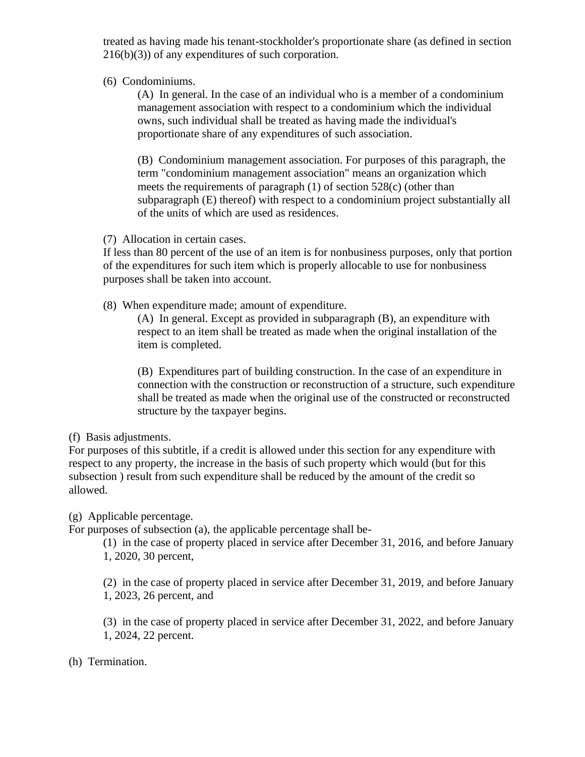treated as having made his tenant-stockholder's proportionate share (as defined in section 216(b)(3)) of any expenditures of such corporation.

(6) Condominiums.

(A) In general. In the case of an individual who is a member of a condominium management association with respect to a condominium which the individual owns, such individual shall be treated as having made the individual's proportionate share of any expenditures of such association.

(B) Condominium management association. For purposes of this paragraph, the term "condominium management association" means an organization which meets the requirements of paragraph (1) of section 528(c) (other than subparagraph (E) thereof) with respect to a condominium project substantially all of the units of which are used as residences.

(7) Allocation in certain cases.
If less than 80 percent of the use of an item is for nonbusiness purposes, only that portion of the expenditures for such item which is properly allocable to use for nonbusiness purposes shall be taken into account.

(8) When expenditure made; amount of expenditure.

(A) In general. Except as provided in subparagraph (B), an expenditure with respect to an item shall be treated as made when the original installation of the item is completed.

(B) Expenditures part of building construction. In the case of an expenditure in connection with the construction or reconstruction of a structure, such expenditure shall be treated as made when the original use of the constructed or reconstructed structure by the taxpayer begins.

(f) Basis adjustments.
For purposes of this subtitle, if a credit is allowed under this section for any expenditure with respect to any property, the increase in the basis of such property which would (but for this subsection ) result from such expenditure shall be reduced by the amount of the credit so allowed.

(g) Applicable percentage.
For purposes of subsection (a), the applicable percentage shall be-

(1) in the case of property placed in service after December 31, 2016, and before January 1, 2020, 30 percent,

(2) in the case of property placed in service after December 31, 2019, and before January 1, 2023, 26 percent, and

(3) in the case of property placed in service after December 31, 2022, and before January 1, 2024, 22 percent.

(h) Termination.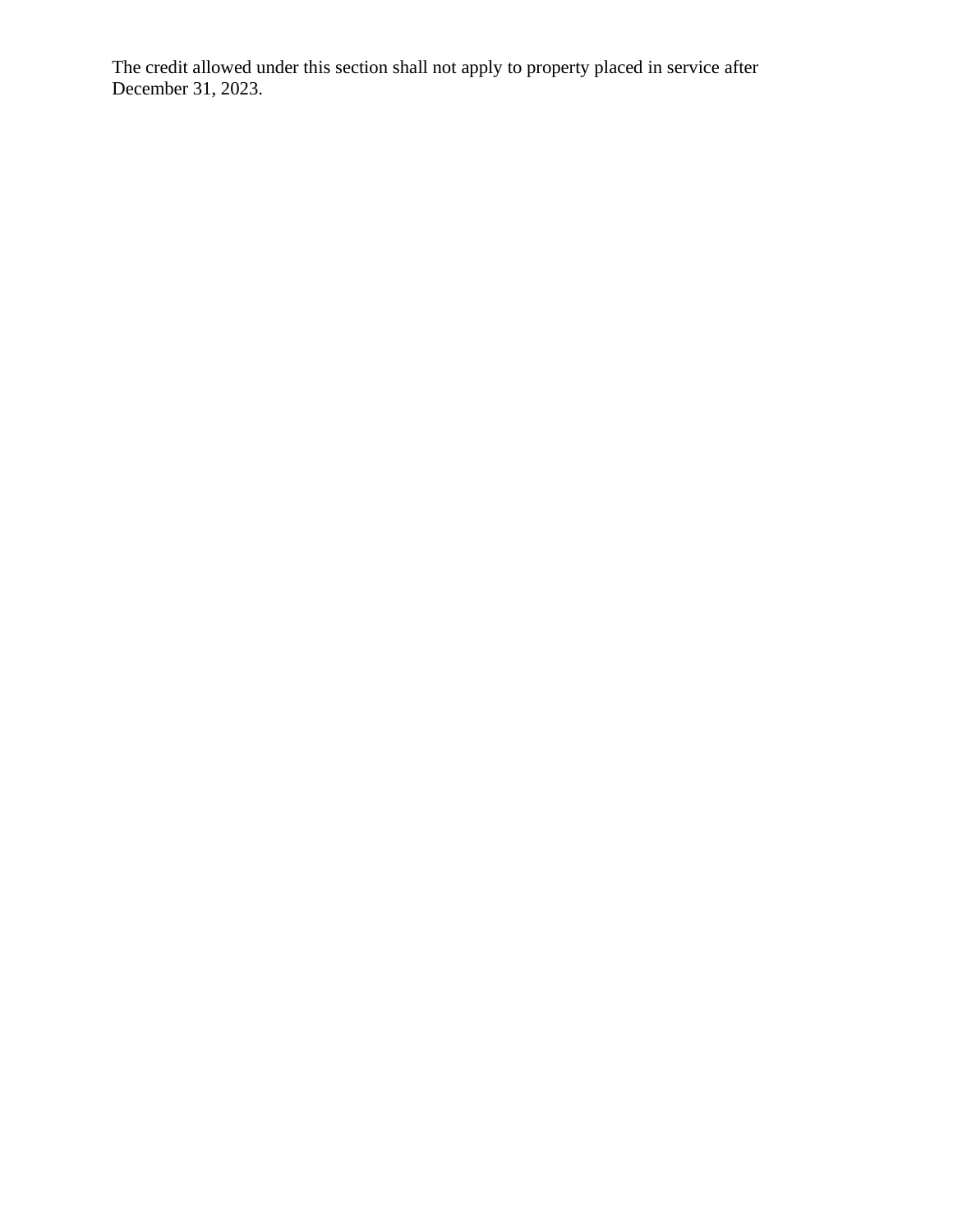The credit allowed under this section shall not apply to property placed in service after December 31, 2023.